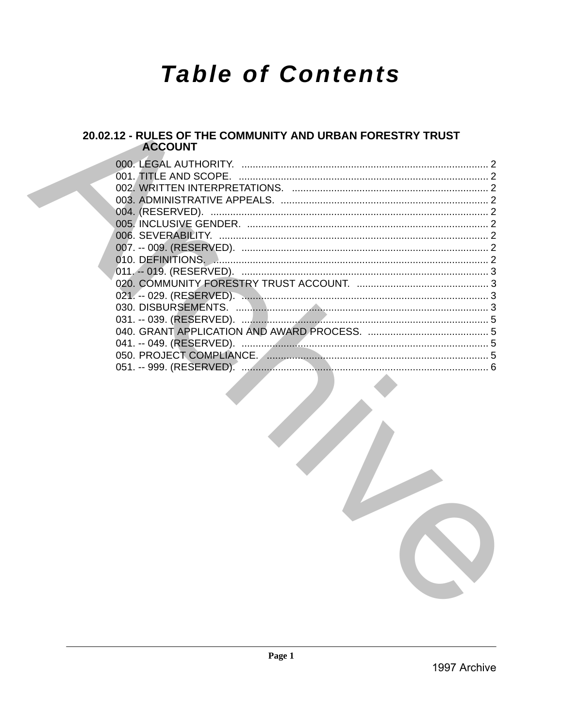# Table of Contents

## 20.02.12 - RULES OF THE COMMUNITY AND URBAN FORESTRY TRUST ACCOUNT

000. LEGAL AUTHORITY. .......... 2
001. TITLE AND SCOPE. .......... 2
002. WRITTEN INTERPRETATIONS. .......... 2
003. ADMINISTRATIVE APPEALS. .......... 2
004. (RESERVED). .......... 2
005. INCLUSIVE GENDER. .......... 2
006. SEVERABILITY. .......... 2
007. -- 009. (RESERVED). .......... 2
010. DEFINITIONS. .......... 2
011. -- 019. (RESERVED). .......... 3
020. COMMUNITY FORESTRY TRUST ACCOUNT. .......... 3
021. -- 029. (RESERVED). .......... 3
030. DISBURSEMENTS. .......... 3
031. -- 039. (RESERVED). .......... 5
040. GRANT APPLICATION AND AWARD PROCESS. .......... 5
041. -- 049. (RESERVED). .......... 5
050. PROJECT COMPLIANCE. .......... 5
051. -- 999. (RESERVED). .......... 6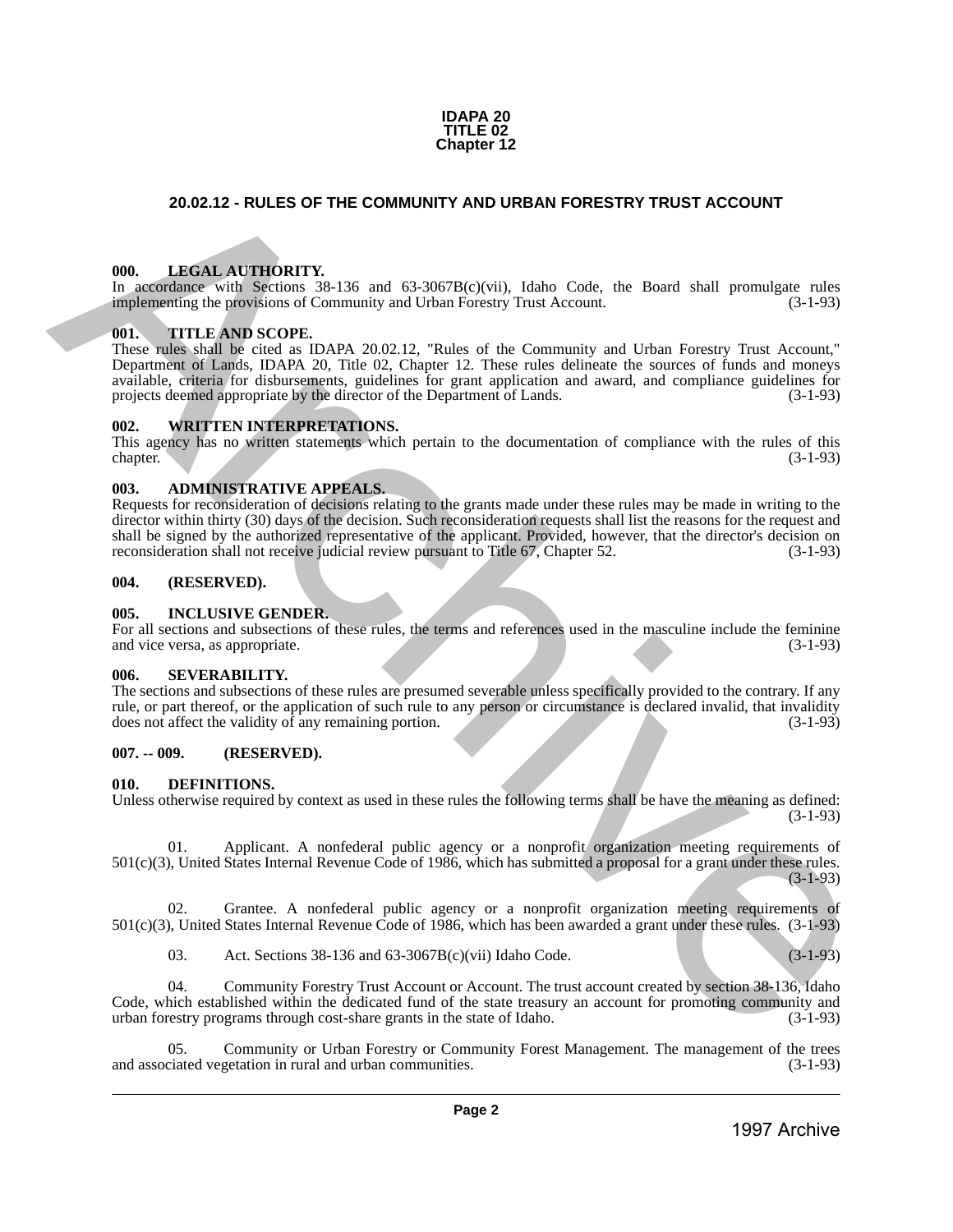**IDAPA 20**
**TITLE 02**
**Chapter 12**

## 20.02.12 - RULES OF THE COMMUNITY AND URBAN FORESTRY TRUST ACCOUNT

### 000. LEGAL AUTHORITY.

In accordance with Sections 38-136 and 63-3067B(c)(vii), Idaho Code, the Board shall promulgate rules implementing the provisions of Community and Urban Forestry Trust Account. (3-1-93)

### 001. TITLE AND SCOPE.

These rules shall be cited as IDAPA 20.02.12, "Rules of the Community and Urban Forestry Trust Account," Department of Lands, IDAPA 20, Title 02, Chapter 12. These rules delineate the sources of funds and moneys available, criteria for disbursements, guidelines for grant application and award, and compliance guidelines for projects deemed appropriate by the director of the Department of Lands. (3-1-93)

### 002. WRITTEN INTERPRETATIONS.

This agency has no written statements which pertain to the documentation of compliance with the rules of this chapter. (3-1-93)

### 003. ADMINISTRATIVE APPEALS.

Requests for reconsideration of decisions relating to the grants made under these rules may be made in writing to the director within thirty (30) days of the decision. Such reconsideration requests shall list the reasons for the request and shall be signed by the authorized representative of the applicant. Provided, however, that the director's decision on reconsideration shall not receive judicial review pursuant to Title 67, Chapter 52. (3-1-93)

### 004. (RESERVED).

### 005. INCLUSIVE GENDER.

For all sections and subsections of these rules, the terms and references used in the masculine include the feminine and vice versa, as appropriate. (3-1-93)

### 006. SEVERABILITY.

The sections and subsections of these rules are presumed severable unless specifically provided to the contrary. If any rule, or part thereof, or the application of such rule to any person or circumstance is declared invalid, that invalidity does not affect the validity of any remaining portion. (3-1-93)

### 007. -- 009. (RESERVED).

### 010. DEFINITIONS.

Unless otherwise required by context as used in these rules the following terms shall be have the meaning as defined: (3-1-93)

01. Applicant. A nonfederal public agency or a nonprofit organization meeting requirements of 501(c)(3), United States Internal Revenue Code of 1986, which has submitted a proposal for a grant under these rules. (3-1-93)

02. Grantee. A nonfederal public agency or a nonprofit organization meeting requirements of 501(c)(3), United States Internal Revenue Code of 1986, which has been awarded a grant under these rules. (3-1-93)

03. Act. Sections 38-136 and 63-3067B(c)(vii) Idaho Code. (3-1-93)

04. Community Forestry Trust Account or Account. The trust account created by section 38-136, Idaho Code, which established within the dedicated fund of the state treasury an account for promoting community and urban forestry programs through cost-share grants in the state of Idaho. (3-1-93)

05. Community or Urban Forestry or Community Forest Management. The management of the trees and associated vegetation in rural and urban communities. (3-1-93)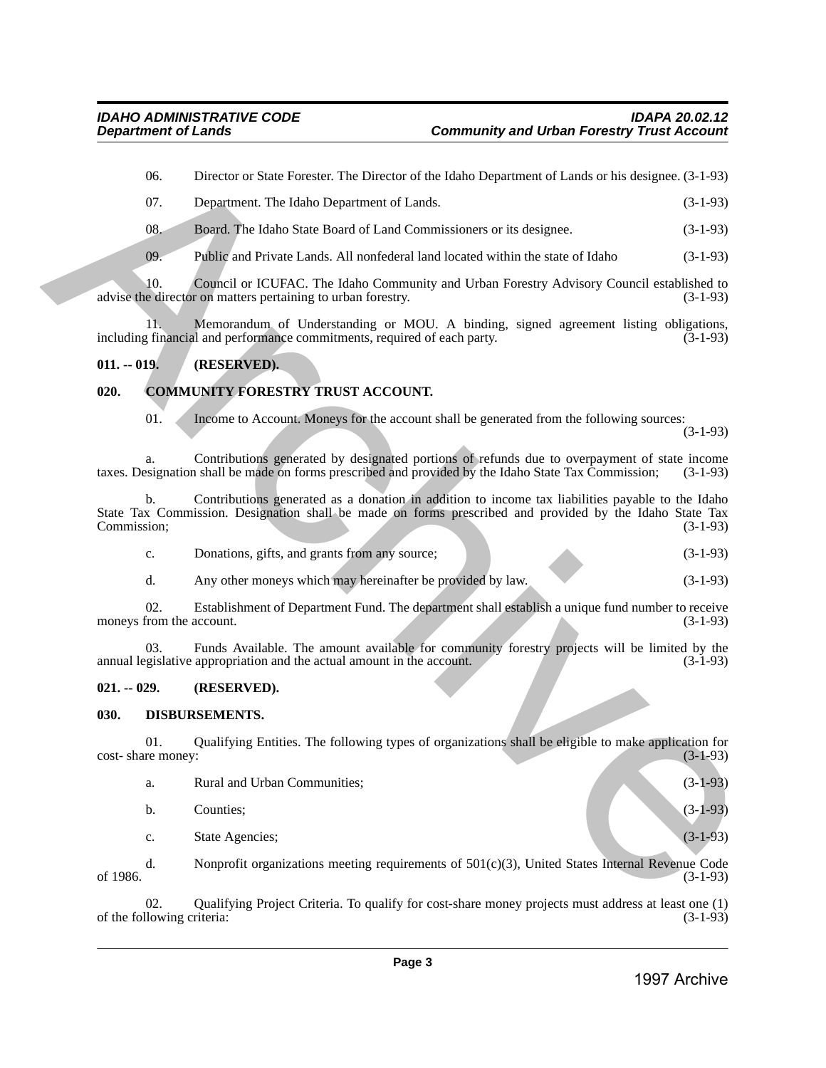06. Director or State Forester. The Director of the Idaho Department of Lands or his designee. (3-1-93)

07. Department. The Idaho Department of Lands. (3-1-93)

08. Board. The Idaho State Board of Land Commissioners or its designee. (3-1-93)

09. Public and Private Lands. All nonfederal land located within the state of Idaho (3-1-93)

10. Council or ICUFAC. The Idaho Community and Urban Forestry Advisory Council established to advise the director on matters pertaining to urban forestry. (3-1-93)

11. Memorandum of Understanding or MOU. A binding, signed agreement listing obligations, including financial and performance commitments, required of each party. (3-1-93)

**011. -- 019. (RESERVED).**

**020. COMMUNITY FORESTRY TRUST ACCOUNT.**

01. Income to Account. Moneys for the account shall be generated from the following sources: (3-1-93)

a. Contributions generated by designated portions of refunds due to overpayment of state income taxes. Designation shall be made on forms prescribed and provided by the Idaho State Tax Commission; (3-1-93)

b. Contributions generated as a donation in addition to income tax liabilities payable to the Idaho State Tax Commission. Designation shall be made on forms prescribed and provided by the Idaho State Tax Commission; (3-1-93)

c. Donations, gifts, and grants from any source; (3-1-93)

d. Any other moneys which may hereinafter be provided by law. (3-1-93)

02. Establishment of Department Fund. The department shall establish a unique fund number to receive moneys from the account. (3-1-93)

03. Funds Available. The amount available for community forestry projects will be limited by the annual legislative appropriation and the actual amount in the account. (3-1-93)

**021. -- 029. (RESERVED).**

**030. DISBURSEMENTS.**

01. Qualifying Entities. The following types of organizations shall be eligible to make application for cost- share money: (3-1-93)

a. Rural and Urban Communities; (3-1-93)

b. Counties; (3-1-93)

c. State Agencies; (3-1-93)

d. Nonprofit organizations meeting requirements of 501(c)(3), United States Internal Revenue Code of 1986. (3-1-93)

02. Qualifying Project Criteria. To qualify for cost-share money projects must address at least one (1) of the following criteria: (3-1-93)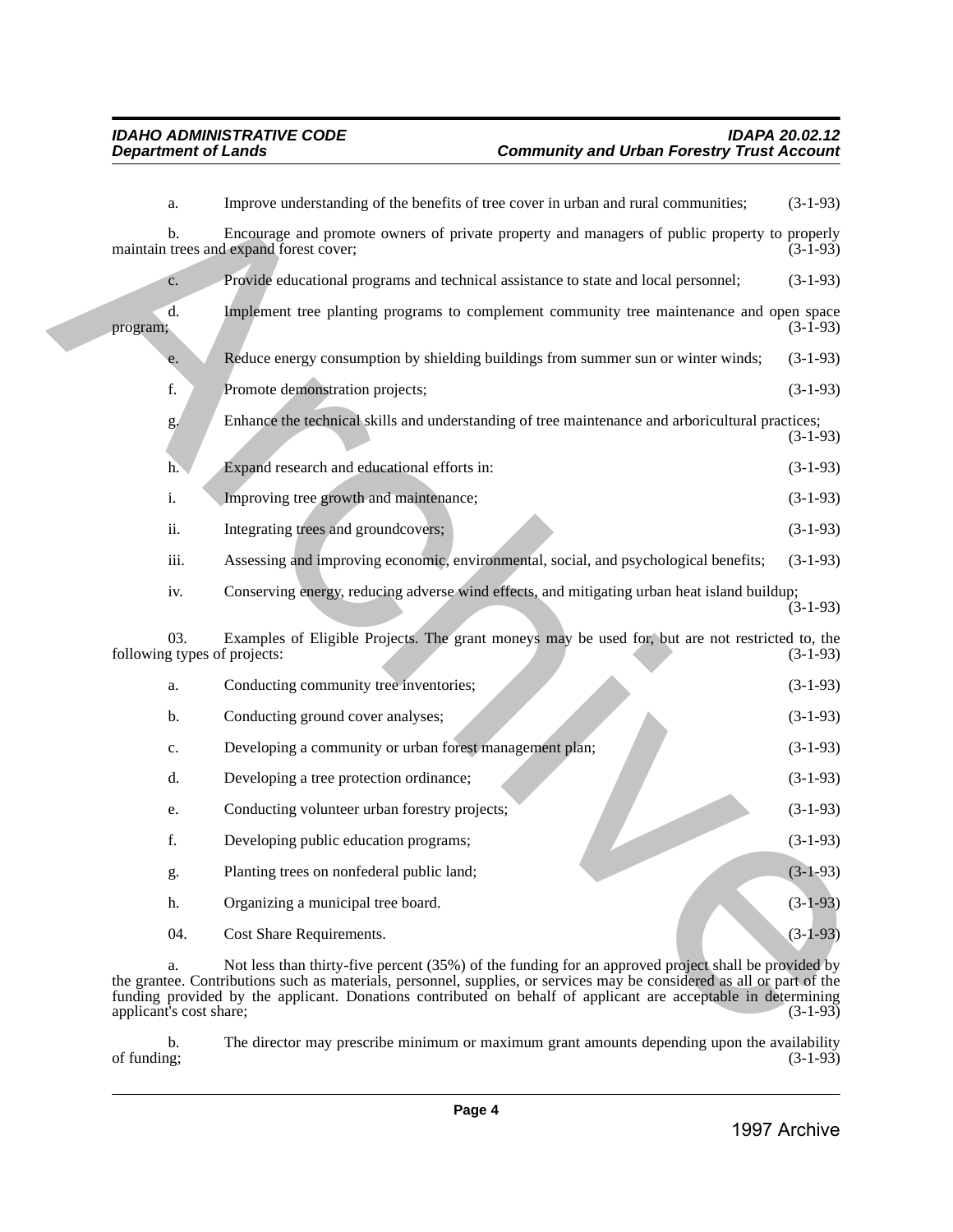a. Improve understanding of the benefits of tree cover in urban and rural communities; (3-1-93)

b. Encourage and promote owners of private property and managers of public property to properly maintain trees and expand forest cover; (3-1-93)

c. Provide educational programs and technical assistance to state and local personnel; (3-1-93)

d. Implement tree planting programs to complement community tree maintenance and open space program; (3-1-93)

e. Reduce energy consumption by shielding buildings from summer sun or winter winds; (3-1-93)

f. Promote demonstration projects; (3-1-93)

g. Enhance the technical skills and understanding of tree maintenance and arboricultural practices; (3-1-93)

h. Expand research and educational efforts in: (3-1-93)

i. Improving tree growth and maintenance; (3-1-93)

ii. Integrating trees and groundcovers; (3-1-93)

iii. Assessing and improving economic, environmental, social, and psychological benefits; (3-1-93)

iv. Conserving energy, reducing adverse wind effects, and mitigating urban heat island buildup; (3-1-93)

03. Examples of Eligible Projects. The grant moneys may be used for, but are not restricted to, the following types of projects: (3-1-93)

a. Conducting community tree inventories; (3-1-93)

b. Conducting ground cover analyses; (3-1-93)

c. Developing a community or urban forest management plan; (3-1-93)

d. Developing a tree protection ordinance; (3-1-93)

e. Conducting volunteer urban forestry projects; (3-1-93)

f. Developing public education programs; (3-1-93)

g. Planting trees on nonfederal public land; (3-1-93)

h. Organizing a municipal tree board. (3-1-93)

04. Cost Share Requirements. (3-1-93)

a. Not less than thirty-five percent (35%) of the funding for an approved project shall be provided by the grantee. Contributions such as materials, personnel, supplies, or services may be considered as all or part of the funding provided by the applicant. Donations contributed on behalf of applicant are acceptable in determining applicant's cost share; (3-1-93)

b. The director may prescribe minimum or maximum grant amounts depending upon the availability of funding; (3-1-93)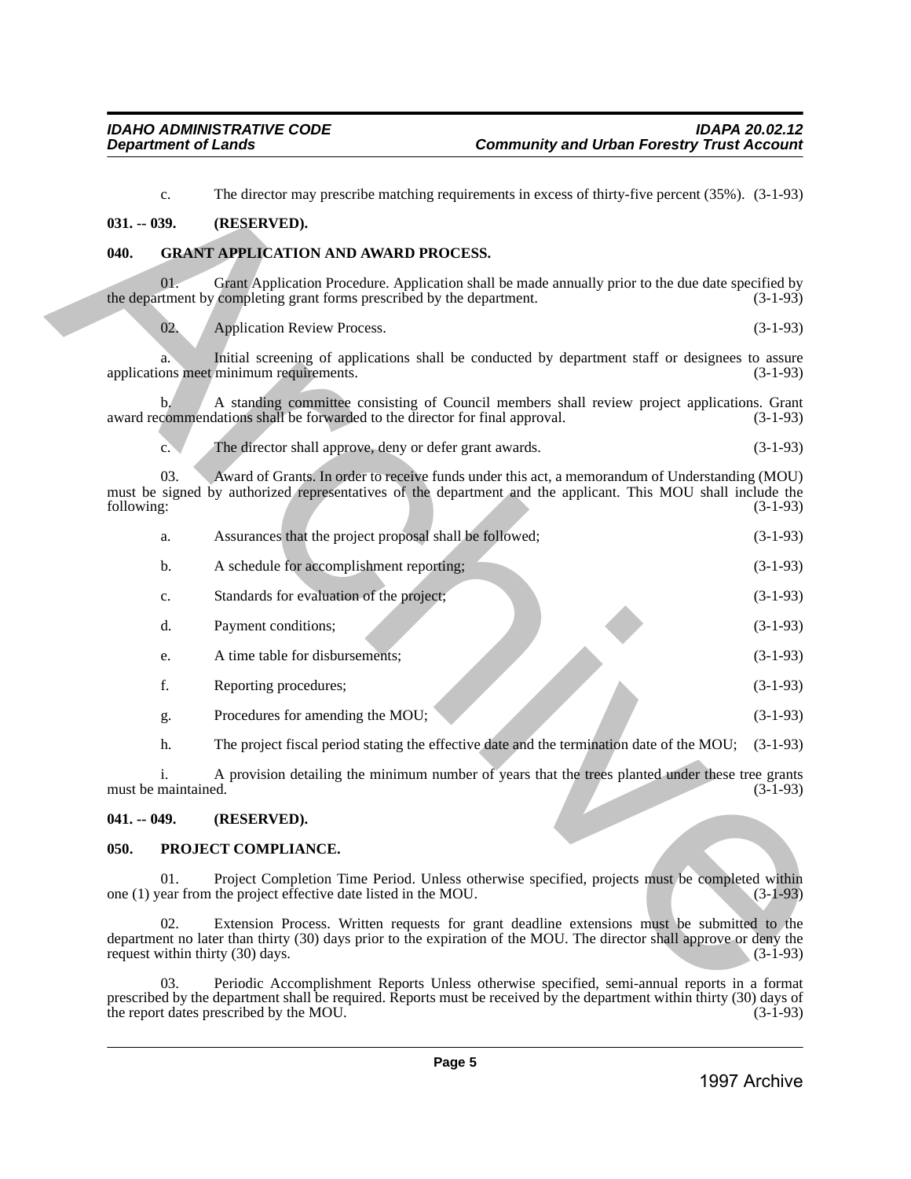c. The director may prescribe matching requirements in excess of thirty-five percent (35%). (3-1-93)

**031. -- 039. (RESERVED).**

**040. GRANT APPLICATION AND AWARD PROCESS.**

01. Grant Application Procedure. Application shall be made annually prior to the due date specified by the department by completing grant forms prescribed by the department. (3-1-93)

02. Application Review Process. (3-1-93)

a. Initial screening of applications shall be conducted by department staff or designees to assure applications meet minimum requirements. (3-1-93)

b. A standing committee consisting of Council members shall review project applications. Grant award recommendations shall be forwarded to the director for final approval. (3-1-93)

c. The director shall approve, deny or defer grant awards. (3-1-93)

03. Award of Grants. In order to receive funds under this act, a memorandum of Understanding (MOU) must be signed by authorized representatives of the department and the applicant. This MOU shall include the following: (3-1-93)

a. Assurances that the project proposal shall be followed; (3-1-93)

b. A schedule for accomplishment reporting; (3-1-93)

c. Standards for evaluation of the project; (3-1-93)

d. Payment conditions; (3-1-93)

e. A time table for disbursements; (3-1-93)

f. Reporting procedures; (3-1-93)

g. Procedures for amending the MOU; (3-1-93)

h. The project fiscal period stating the effective date and the termination date of the MOU; (3-1-93)

i. A provision detailing the minimum number of years that the trees planted under these tree grants must be maintained. (3-1-93)

**041. -- 049. (RESERVED).**

**050. PROJECT COMPLIANCE.**

01. Project Completion Time Period. Unless otherwise specified, projects must be completed within one (1) year from the project effective date listed in the MOU. (3-1-93)

02. Extension Process. Written requests for grant deadline extensions must be submitted to the department no later than thirty (30) days prior to the expiration of the MOU. The director shall approve or deny the request within thirty (30) days. (3-1-93)

03. Periodic Accomplishment Reports Unless otherwise specified, semi-annual reports in a format prescribed by the department shall be required. Reports must be received by the department within thirty (30) days of the report dates prescribed by the MOU. (3-1-93)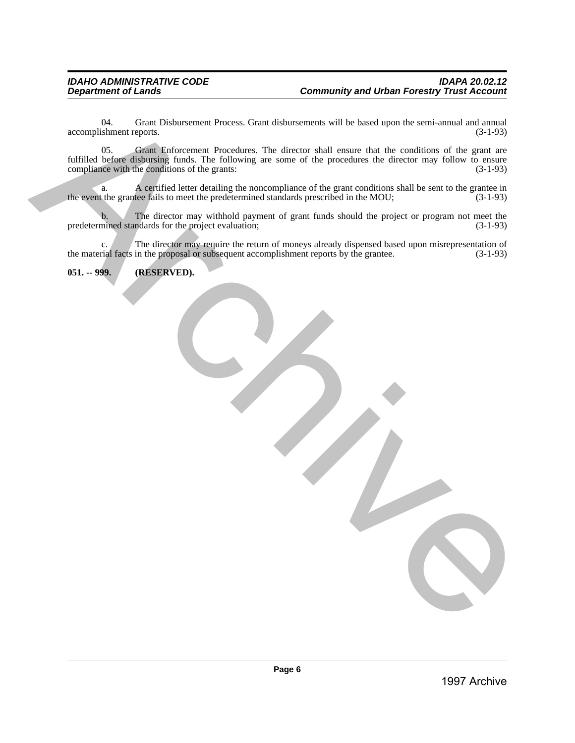04. Grant Disbursement Process. Grant disbursements will be based upon the semi-annual and annual accomplishment reports. (3-1-93)

05. Grant Enforcement Procedures. The director shall ensure that the conditions of the grant are fulfilled before disbursing funds. The following are some of the procedures the director may follow to ensure compliance with the conditions of the grants: (3-1-93)

a. A certified letter detailing the noncompliance of the grant conditions shall be sent to the grantee in the event the grantee fails to meet the predetermined standards prescribed in the MOU; (3-1-93)

b. The director may withhold payment of grant funds should the project or program not meet the predetermined standards for the project evaluation; (3-1-93)

c. The director may require the return of moneys already dispensed based upon misrepresentation of the material facts in the proposal or subsequent accomplishment reports by the grantee. (3-1-93)

**051. -- 999. (RESERVED).**